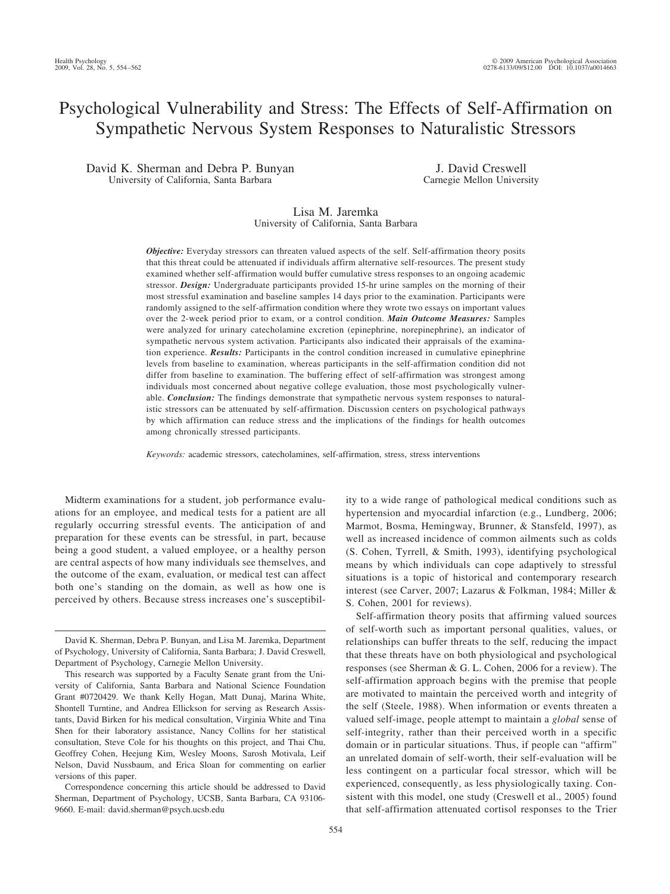# Psychological Vulnerability and Stress: The Effects of Self-Affirmation on Sympathetic Nervous System Responses to Naturalistic Stressors

David K. Sherman and Debra P. Bunyan
University of California, Santa Barbara

J. David Creswell
Carnegie Mellon University

Lisa M. Jaremka
University of California, Santa Barbara

***Objective:*** Everyday stressors can threaten valued aspects of the self. Self-affirmation theory posits that this threat could be attenuated if individuals affirm alternative self-resources. The present study examined whether self-affirmation would buffer cumulative stress responses to an ongoing academic stressor. ***Design:*** Undergraduate participants provided 15-hr urine samples on the morning of their most stressful examination and baseline samples 14 days prior to the examination. Participants were randomly assigned to the self-affirmation condition where they wrote two essays on important values over the 2-week period prior to exam, or a control condition. ***Main Outcome Measures:*** Samples were analyzed for urinary catecholamine excretion (epinephrine, norepinephrine), an indicator of sympathetic nervous system activation. Participants also indicated their appraisals of the examination experience. ***Results:*** Participants in the control condition increased in cumulative epinephrine levels from baseline to examination, whereas participants in the self-affirmation condition did not differ from baseline to examination. The buffering effect of self-affirmation was strongest among individuals most concerned about negative college evaluation, those most psychologically vulnerable. ***Conclusion:*** The findings demonstrate that sympathetic nervous system responses to naturalistic stressors can be attenuated by self-affirmation. Discussion centers on psychological pathways by which affirmation can reduce stress and the implications of the findings for health outcomes among chronically stressed participants.

*Keywords:* academic stressors, catecholamines, self-affirmation, stress, stress interventions

Midterm examinations for a student, job performance evaluations for an employee, and medical tests for a patient are all regularly occurring stressful events. The anticipation of and preparation for these events can be stressful, in part, because being a good student, a valued employee, or a healthy person are central aspects of how many individuals see themselves, and the outcome of the exam, evaluation, or medical test can affect both one's standing on the domain, as well as how one is perceived by others. Because stress increases one's susceptibility to a wide range of pathological medical conditions such as hypertension and myocardial infarction (e.g., Lundberg, 2006; Marmot, Bosma, Hemingway, Brunner, & Stansfeld, 1997), as well as increased incidence of common ailments such as colds (S. Cohen, Tyrrell, & Smith, 1993), identifying psychological means by which individuals can cope adaptively to stressful situations is a topic of historical and contemporary research interest (see Carver, 2007; Lazarus & Folkman, 1984; Miller & S. Cohen, 2001 for reviews).

Self-affirmation theory posits that affirming valued sources of self-worth such as important personal qualities, values, or relationships can buffer threats to the self, reducing the impact that these threats have on both physiological and psychological responses (see Sherman & G. L. Cohen, 2006 for a review). The self-affirmation approach begins with the premise that people are motivated to maintain the perceived worth and integrity of the self (Steele, 1988). When information or events threaten a valued self-image, people attempt to maintain a *global* sense of self-integrity, rather than their perceived worth in a specific domain or in particular situations. Thus, if people can "affirm" an unrelated domain of self-worth, their self-evaluation will be less contingent on a particular focal stressor, which will be experienced, consequently, as less physiologically taxing. Consistent with this model, one study (Creswell et al., 2005) found that self-affirmation attenuated cortisol responses to the Trier

---

David K. Sherman, Debra P. Bunyan, and Lisa M. Jaremka, Department of Psychology, University of California, Santa Barbara; J. David Creswell, Department of Psychology, Carnegie Mellon University.

This research was supported by a Faculty Senate grant from the University of California, Santa Barbara and National Science Foundation Grant #0720429. We thank Kelly Hogan, Matt Dunaj, Marina White, Shontell Turntine, and Andrea Ellickson for serving as Research Assistants, David Birken for his medical consultation, Virginia White and Tina Shen for their laboratory assistance, Nancy Collins for her statistical consultation, Steve Cole for his thoughts on this project, and Thai Chu, Geoffrey Cohen, Heejung Kim, Wesley Moons, Sarosh Motivala, Leif Nelson, David Nussbaum, and Erica Sloan for commenting on earlier versions of this paper.

Correspondence concerning this article should be addressed to David Sherman, Department of Psychology, UCSB, Santa Barbara, CA 93106-9660. E-mail: david.sherman@psych.ucsb.edu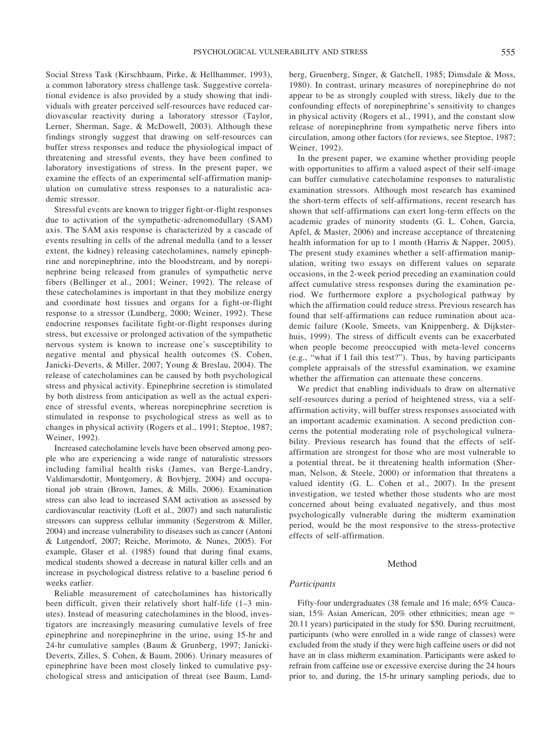Social Stress Task (Kirschbaum, Pirke, & Hellhammer, 1993), a common laboratory stress challenge task. Suggestive correlational evidence is also provided by a study showing that individuals with greater perceived self-resources have reduced cardiovascular reactivity during a laboratory stressor (Taylor, Lerner, Sherman, Sage, & McDowell, 2003). Although these findings strongly suggest that drawing on self-resources can buffer stress responses and reduce the physiological impact of threatening and stressful events, they have been confined to laboratory investigations of stress. In the present paper, we examine the effects of an experimental self-affirmation manipulation on cumulative stress responses to a naturalistic academic stressor.

Stressful events are known to trigger fight-or-flight responses due to activation of the sympathetic-adrenomedullary (SAM) axis. The SAM axis response is characterized by a cascade of events resulting in cells of the adrenal medulla (and to a lesser extent, the kidney) releasing catecholamines, namely epinephrine and norepinephrine, into the bloodstream, and by norepinephrine being released from granules of sympathetic nerve fibers (Bellinger et al., 2001; Weiner, 1992). The release of these catecholamines is important in that they mobilize energy and coordinate host tissues and organs for a fight-or-flight response to a stressor (Lundberg, 2000; Weiner, 1992). These endocrine responses facilitate fight-or-flight responses during stress, but excessive or prolonged activation of the sympathetic nervous system is known to increase one's susceptibility to negative mental and physical health outcomes (S. Cohen, Janicki-Deverts, & Miller, 2007; Young & Breslau, 2004). The release of catecholamines can be caused by both psychological stress and physical activity. Epinephrine secretion is stimulated by both distress from anticipation as well as the actual experience of stressful events, whereas norepinephrine secretion is stimulated in response to psychological stress as well as to changes in physical activity (Rogers et al., 1991; Steptoe, 1987; Weiner, 1992).

Increased catecholamine levels have been observed among people who are experiencing a wide range of naturalistic stressors including familial health risks (James, van Berge-Landry, Valdimarsdottir, Montgomery, & Bovbjerg, 2004) and occupational job strain (Brown, James, & Mills, 2006). Examination stress can also lead to increased SAM activation as assessed by cardiovascular reactivity (Loft et al., 2007) and such naturalistic stressors can suppress cellular immunity (Segerstrom & Miller, 2004) and increase vulnerability to diseases such as cancer (Antoni & Lutgendorf, 2007; Reiche, Morimoto, & Nunes, 2005). For example, Glaser et al. (1985) found that during final exams, medical students showed a decrease in natural killer cells and an increase in psychological distress relative to a baseline period 6 weeks earlier.

Reliable measurement of catecholamines has historically been difficult, given their relatively short half-life (1–3 minutes). Instead of measuring catecholamines in the blood, investigators are increasingly measuring cumulative levels of free epinephrine and norepinephrine in the urine, using 15-hr and 24-hr cumulative samples (Baum & Grunberg, 1997; Janicki-Deverts, Zilles, S. Cohen, & Baum, 2006). Urinary measures of epinephrine have been most closely linked to cumulative psychological stress and anticipation of threat (see Baum, Lundberg, Gruenberg, Singer, & Gatchell, 1985; Dimsdale & Moss, 1980). In contrast, urinary measures of norepinephrine do not appear to be as strongly coupled with stress, likely due to the confounding effects of norepinephrine's sensitivity to changes in physical activity (Rogers et al., 1991), and the constant slow release of norepinephrine from sympathetic nerve fibers into circulation, among other factors (for reviews, see Steptoe, 1987; Weiner, 1992).

In the present paper, we examine whether providing people with opportunities to affirm a valued aspect of their self-image can buffer cumulative catecholamine responses to naturalistic examination stressors. Although most research has examined the short-term effects of self-affirmations, recent research has shown that self-affirmations can exert long-term effects on the academic grades of minority students (G. L. Cohen, Garcia, Apfel, & Master, 2006) and increase acceptance of threatening health information for up to 1 month (Harris & Napper, 2005). The present study examines whether a self-affirmation manipulation, writing two essays on different values on separate occasions, in the 2-week period preceding an examination could affect cumulative stress responses during the examination period. We furthermore explore a psychological pathway by which the affirmation could reduce stress. Previous research has found that self-affirmations can reduce rumination about academic failure (Koole, Smeets, van Knippenberg, & Dijksterhuis, 1999). The stress of difficult events can be exacerbated when people become preoccupied with meta-level concerns (e.g., "what if I fail this test?"). Thus, by having participants complete appraisals of the stressful examination, we examine whether the affirmation can attenuate these concerns.

We predict that enabling individuals to draw on alternative self-resources during a period of heightened stress, via a self-affirmation activity, will buffer stress responses associated with an important academic examination. A second prediction concerns the potential moderating role of psychological vulnerability. Previous research has found that the effects of self-affirmation are strongest for those who are most vulnerable to a potential threat, be it threatening health information (Sherman, Nelson, & Steele, 2000) or information that threatens a valued identity (G. L. Cohen et al., 2007). In the present investigation, we tested whether those students who are most concerned about being evaluated negatively, and thus most psychologically vulnerable during the midterm examination period, would be the most responsive to the stress-protective effects of self-affirmation.

## Method

### *Participants*

Fifty-four undergraduates (38 female and 16 male; 65% Caucasian, 15% Asian American, 20% other ethnicities; mean age = 20.11 years) participated in the study for $50. During recruitment, participants (who were enrolled in a wide range of classes) were excluded from the study if they were high caffeine users or did not have an in class midterm examination. Participants were asked to refrain from caffeine use or excessive exercise during the 24 hours prior to, and during, the 15-hr urinary sampling periods, due to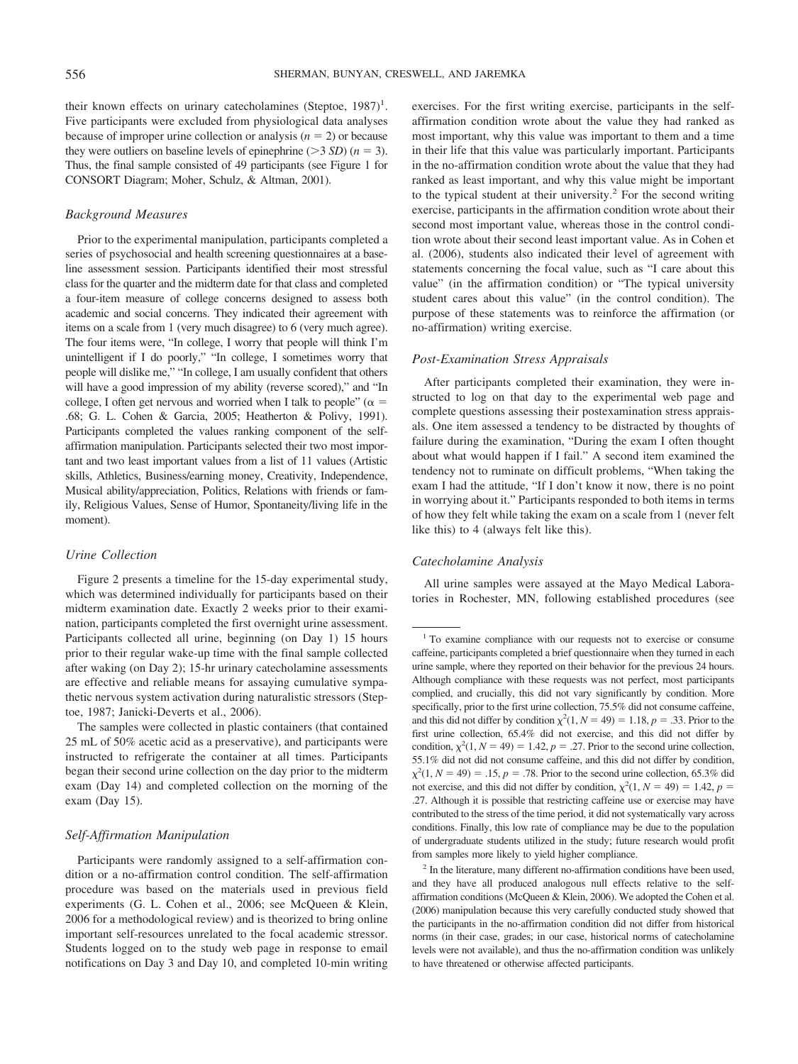their known effects on urinary catecholamines (Steptoe, 1987)[1]. Five participants were excluded from physiological data analyses because of improper urine collection or analysis ($n = 2$) or because they were outliers on baseline levels of epinephrine (>3 *SD*) ($n = 3$). Thus, the final sample consisted of 49 participants (see Figure 1 for CONSORT Diagram; Moher, Schulz, & Altman, 2001).

### Background Measures

Prior to the experimental manipulation, participants completed a series of psychosocial and health screening questionnaires at a baseline assessment session. Participants identified their most stressful class for the quarter and the midterm date for that class and completed a four-item measure of college concerns designed to assess both academic and social concerns. They indicated their agreement with items on a scale from 1 (very much disagree) to 6 (very much agree). The four items were, "In college, I worry that people will think I'm unintelligent if I do poorly," "In college, I sometimes worry that people will dislike me," "In college, I am usually confident that others will have a good impression of my ability (reverse scored)," and "In college, I often get nervous and worried when I talk to people" ($\alpha = .68$; G. L. Cohen & Garcia, 2005; Heatherton & Polivy, 1991). Participants completed the values ranking component of the self-affirmation manipulation. Participants selected their two most important and two least important values from a list of 11 values (Artistic skills, Athletics, Business/earning money, Creativity, Independence, Musical ability/appreciation, Politics, Relations with friends or family, Religious Values, Sense of Humor, Spontaneity/living life in the moment).

### Urine Collection

Figure 2 presents a timeline for the 15-day experimental study, which was determined individually for participants based on their midterm examination date. Exactly 2 weeks prior to their examination, participants completed the first overnight urine assessment. Participants collected all urine, beginning (on Day 1) 15 hours prior to their regular wake-up time with the final sample collected after waking (on Day 2); 15-hr urinary catecholamine assessments are effective and reliable means for assaying cumulative sympathetic nervous system activation during naturalistic stressors (Steptoe, 1987; Janicki-Deverts et al., 2006).

The samples were collected in plastic containers (that contained 25 mL of 50% acetic acid as a preservative), and participants were instructed to refrigerate the container at all times. Participants began their second urine collection on the day prior to the midterm exam (Day 14) and completed collection on the morning of the exam (Day 15).

### Self-Affirmation Manipulation

Participants were randomly assigned to a self-affirmation condition or a no-affirmation control condition. The self-affirmation procedure was based on the materials used in previous field experiments (G. L. Cohen et al., 2006; see McQueen & Klein, 2006 for a methodological review) and is theorized to bring online important self-resources unrelated to the focal academic stressor. Students logged on to the study web page in response to email notifications on Day 3 and Day 10, and completed 10-min writing exercises. For the first writing exercise, participants in the self-affirmation condition wrote about the value they had ranked as most important, why this value was important to them and a time in their life that this value was particularly important. Participants in the no-affirmation condition wrote about the value that they had ranked as least important, and why this value might be important to the typical student at their university.[2] For the second writing exercise, participants in the affirmation condition wrote about their second most important value, whereas those in the control condition wrote about their second least important value. As in Cohen et al. (2006), students also indicated their level of agreement with statements concerning the focal value, such as "I care about this value" (in the affirmation condition) or "The typical university student cares about this value" (in the control condition). The purpose of these statements was to reinforce the affirmation (or no-affirmation) writing exercise.

### Post-Examination Stress Appraisals

After participants completed their examination, they were instructed to log on that day to the experimental web page and complete questions assessing their postexamination stress appraisals. One item assessed a tendency to be distracted by thoughts of failure during the examination, "During the exam I often thought about what would happen if I fail." A second item examined the tendency not to ruminate on difficult problems, "When taking the exam I had the attitude, "If I don't know it now, there is no point in worrying about it." Participants responded to both items in terms of how they felt while taking the exam on a scale from 1 (never felt like this) to 4 (always felt like this).

### Catecholamine Analysis

All urine samples were assayed at the Mayo Medical Laboratories in Rochester, MN, following established procedures (see

[1] To examine compliance with our requests not to exercise or consume caffeine, participants completed a brief questionnaire when they turned in each urine sample, where they reported on their behavior for the previous 24 hours. Although compliance with these requests was not perfect, most participants complied, and crucially, this did not vary significantly by condition. More specifically, prior to the first urine collection, 75.5% did not consume caffeine, and this did not differ by condition $\chi^2(1, N = 49) = 1.18$, $p = .33$. Prior to the first urine collection, 65.4% did not exercise, and this did not differ by condition, $\chi^2(1, N = 49) = 1.42$, $p = .27$. Prior to the second urine collection, 55.1% did not did not consume caffeine, and this did not differ by condition, $\chi^2(1, N = 49) = .15$, $p = .78$. Prior to the second urine collection, 65.3% did not exercise, and this did not differ by condition, $\chi^2(1, N = 49) = 1.42$, $p = .27$. Although it is possible that restricting caffeine use or exercise may have contributed to the stress of the time period, it did not systematically vary across conditions. Finally, this low rate of compliance may be due to the population of undergraduate students utilized in the study; future research would profit from samples more likely to yield higher compliance.

[2] In the literature, many different no-affirmation conditions have been used, and they have all produced analogous null effects relative to the self-affirmation conditions (McQueen & Klein, 2006). We adopted the Cohen et al. (2006) manipulation because this very carefully conducted study showed that the participants in the no-affirmation condition did not differ from historical norms (in their case, grades; in our case, historical norms of catecholamine levels were not available), and thus the no-affirmation condition was unlikely to have threatened or otherwise affected participants.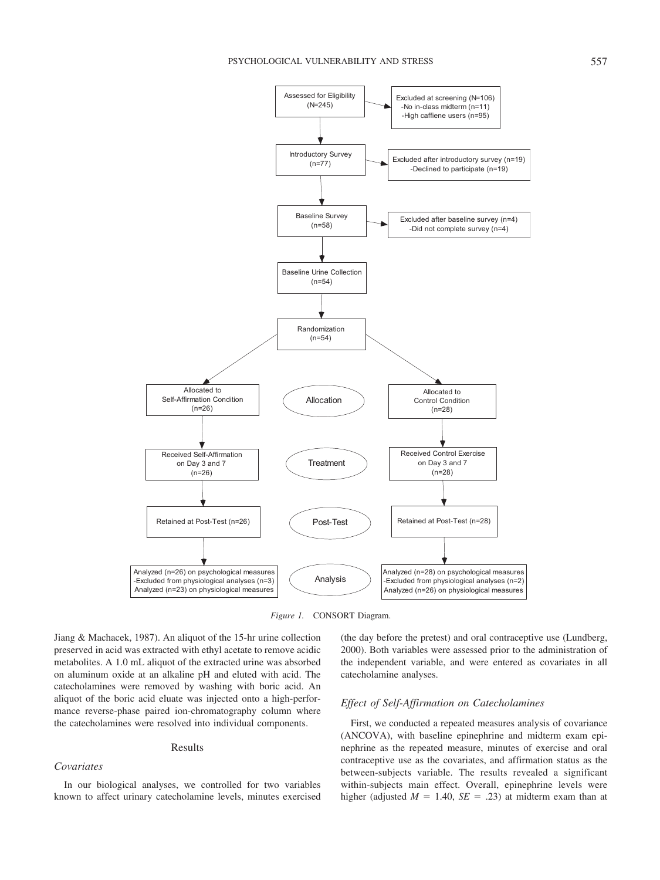Assessed for Eligibility (N=245)

Excluded at screening (N=106)
- No in-class midterm (n=11)
- High caffiene users (n=95)

Introductory Survey (n=77)

Excluded after introductory survey (n=19)
- Declined to participate (n=19)

Baseline Survey (n=58)

Excluded after baseline survey (n=4)
- Did not complete survey (n=4)

Baseline Urine Collection (n=54)

Randomization (n=54)

| | Self-Affirmation | | Control |
|---|---|---|---|
| Allocation | Allocated to Self-Affirmation Condition (n=26) | | Allocated to Control Condition (n=28) |
| Treatment | Received Self-Affirmation on Day 3 and 7 (n=26) | | Received Control Exercise on Day 3 and 7 (n=28) |
| Post-Test | Retained at Post-Test (n=26) | | Retained at Post-Test (n=28) |
| Analysis | Analyzed (n=26) on psychological measures -Excluded from physiological analyses (n=3) Analyzed (n=23) on physiological measures | | Analyzed (n=28) on psychological measures -Excluded from physiological analyses (n=2) Analyzed (n=26) on physiological measures |

*Figure 1.* CONSORT Diagram.

Jiang & Machacek, 1987). An aliquot of the 15-hr urine collection preserved in acid was extracted with ethyl acetate to remove acidic metabolites. A 1.0 mL aliquot of the extracted urine was absorbed on aluminum oxide at an alkaline pH and eluted with acid. The catecholamines were removed by washing with boric acid. An aliquot of the boric acid eluate was injected onto a high-performance reverse-phase paired ion-chromatography column where the catecholamines were resolved into individual components.

## Results

### Covariates

In our biological analyses, we controlled for two variables known to affect urinary catecholamine levels, minutes exercised (the day before the pretest) and oral contraceptive use (Lundberg, 2000). Both variables were assessed prior to the administration of the independent variable, and were entered as covariates in all catecholamine analyses.

### Effect of Self-Affirmation on Catecholamines

First, we conducted a repeated measures analysis of covariance (ANCOVA), with baseline epinephrine and midterm exam epinephrine as the repeated measure, minutes of exercise and oral contraceptive use as the covariates, and affirmation status as the between-subjects variable. The results revealed a significant within-subjects main effect. Overall, epinephrine levels were higher (adjusted $M = 1.40$, $SE = .23$) at midterm exam than at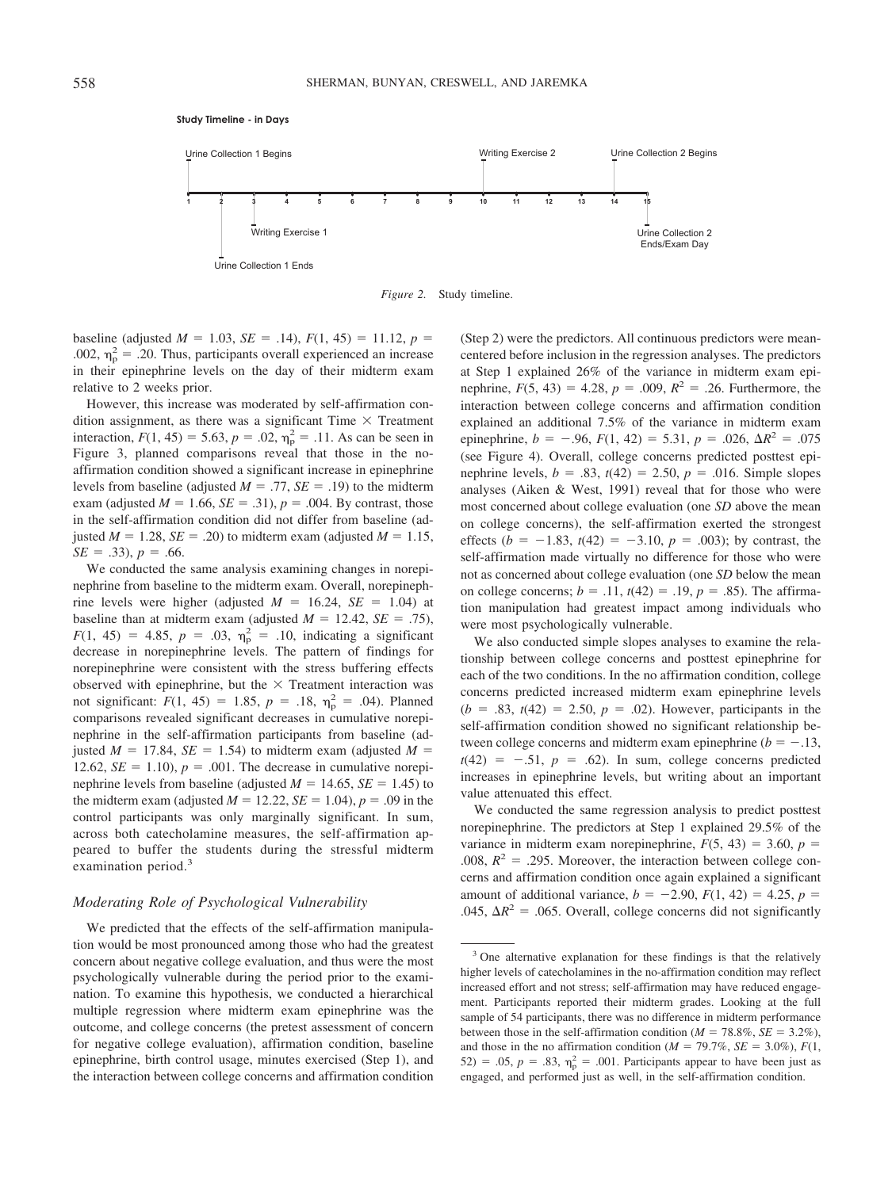**Study Timeline - in Days**

Urine Collection 1 Begins — Day 1
Urine Collection 1 Ends — Day 2
Writing Exercise 1 — Day 3
Writing Exercise 2 — Day 10
Urine Collection 2 Begins — Day 14
Urine Collection 2 Ends/Exam Day — Day 15

*Figure 2.* Study timeline.

baseline (adjusted $M = 1.03$, $SE = .14$), $F(1, 45) = 11.12$, $p = .002$, $\eta_p^2 = .20$. Thus, participants overall experienced an increase in their epinephrine levels on the day of their midterm exam relative to 2 weeks prior.

However, this increase was moderated by self-affirmation condition assignment, as there was a significant Time $\times$ Treatment interaction, $F(1, 45) = 5.63$, $p = .02$, $\eta_p^2 = .11$. As can be seen in Figure 3, planned comparisons reveal that those in the no-affirmation condition showed a significant increase in epinephrine levels from baseline (adjusted $M = .77$, $SE = .19$) to the midterm exam (adjusted $M = 1.66$, $SE = .31$), $p = .004$. By contrast, those in the self-affirmation condition did not differ from baseline (adjusted $M = 1.28$, $SE = .20$) to midterm exam (adjusted $M = 1.15$, $SE = .33$), $p = .66$.

We conducted the same analysis examining changes in norepinephrine from baseline to the midterm exam. Overall, norepinephrine levels were higher (adjusted $M = 16.24$, $SE = 1.04$) at baseline than at midterm exam (adjusted $M = 12.42$, $SE = .75$), $F(1, 45) = 4.85$, $p = .03$, $\eta_p^2 = .10$, indicating a significant decrease in norepinephrine levels. The pattern of findings for norepinephrine were consistent with the stress buffering effects observed with epinephrine, but the $\times$ Treatment interaction was not significant: $F(1, 45) = 1.85$, $p = .18$, $\eta_p^2 = .04$). Planned comparisons revealed significant decreases in cumulative norepinephrine in the self-affirmation participants from baseline (adjusted $M = 17.84$, $SE = 1.54$) to midterm exam (adjusted $M = 12.62$, $SE = 1.10$), $p = .001$. The decrease in cumulative norepinephrine levels from baseline (adjusted $M = 14.65$, $SE = 1.45$) to the midterm exam (adjusted $M = 12.22$, $SE = 1.04$), $p = .09$ in the control participants was only marginally significant. In sum, across both catecholamine measures, the self-affirmation appeared to buffer the students during the stressful midterm examination period.[3]

### Moderating Role of Psychological Vulnerability

We predicted that the effects of the self-affirmation manipulation would be most pronounced among those who had the greatest concern about negative college evaluation, and thus were the most psychologically vulnerable during the period prior to the examination. To examine this hypothesis, we conducted a hierarchical multiple regression where midterm exam epinephrine was the outcome, and college concerns (the pretest assessment of concern for negative college evaluation), affirmation condition, baseline epinephrine, birth control usage, minutes exercised (Step 1), and the interaction between college concerns and affirmation condition (Step 2) were the predictors. All continuous predictors were mean-centered before inclusion in the regression analyses. The predictors at Step 1 explained 26% of the variance in midterm exam epinephrine, $F(5, 43) = 4.28$, $p = .009$, $R^2 = .26$. Furthermore, the interaction between college concerns and affirmation condition explained an additional 7.5% of the variance in midterm exam epinephrine, $b = -.96$, $F(1, 42) = 5.31$, $p = .026$, $\Delta R^2 = .075$ (see Figure 4). Overall, college concerns predicted posttest epinephrine levels, $b = .83$, $t(42) = 2.50$, $p = .016$. Simple slopes analyses (Aiken & West, 1991) reveal that for those who were most concerned about college evaluation (one *SD* above the mean on college concerns), the self-affirmation exerted the strongest effects ($b = -1.83$, $t(42) = -3.10$, $p = .003$); by contrast, the self-affirmation made virtually no difference for those who were not as concerned about college evaluation (one *SD* below the mean on college concerns; $b = .11$, $t(42) = .19$, $p = .85$). The affirmation manipulation had greatest impact among individuals who were most psychologically vulnerable.

We also conducted simple slopes analyses to examine the relationship between college concerns and posttest epinephrine for each of the two conditions. In the no affirmation condition, college concerns predicted increased midterm exam epinephrine levels ($b = .83$, $t(42) = 2.50$, $p = .02$). However, participants in the self-affirmation condition showed no significant relationship between college concerns and midterm exam epinephrine ($b = -.13$, $t(42) = -.51$, $p = .62$). In sum, college concerns predicted increases in epinephrine levels, but writing about an important value attenuated this effect.

We conducted the same regression analysis to predict posttest norepinephrine. The predictors at Step 1 explained 29.5% of the variance in midterm exam norepinephrine, $F(5, 43) = 3.60$, $p = .008$, $R^2 = .295$. Moreover, the interaction between college concerns and affirmation condition once again explained a significant amount of additional variance, $b = -2.90$, $F(1, 42) = 4.25$, $p = .045$, $\Delta R^2 = .065$. Overall, college concerns did not significantly

[3] One alternative explanation for these findings is that the relatively higher levels of catecholamines in the no-affirmation condition may reflect increased effort and not stress; self-affirmation may have reduced engagement. Participants reported their midterm grades. Looking at the full sample of 54 participants, there was no difference in midterm performance between those in the self-affirmation condition ($M = 78.8\%$, $SE = 3.2\%$), and those in the no affirmation condition ($M = 79.7\%$, $SE = 3.0\%$), $F(1, 52) = .05$, $p = .83$, $\eta_p^2 = .001$. Participants appear to have been just as engaged, and performed just as well, in the self-affirmation condition.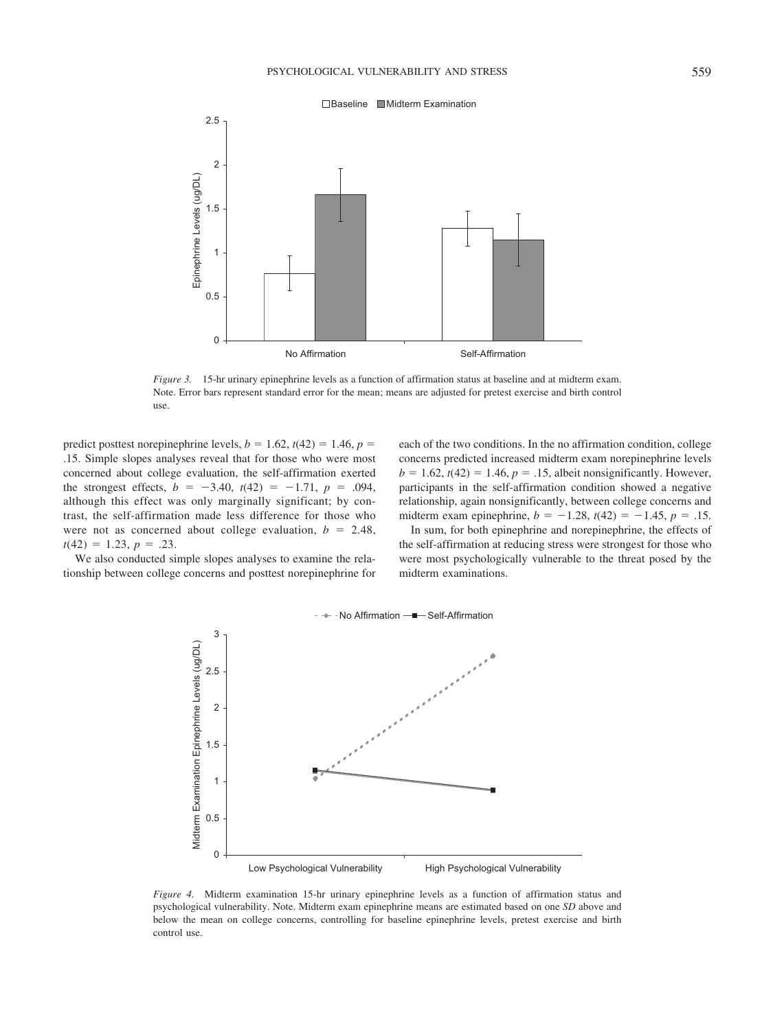Figure 3. 15-hr urinary epinephrine levels as a function of affirmation status at baseline and at midterm exam. Note. Error bars represent standard error for the mean; means are adjusted for pretest exercise and birth control use.

predict posttest norepinephrine levels, $b = 1.62$, $t(42) = 1.46$, $p = .15$. Simple slopes analyses reveal that for those who were most concerned about college evaluation, the self-affirmation exerted the strongest effects, $b = -3.40$, $t(42) = -1.71$, $p = .094$, although this effect was only marginally significant; by contrast, the self-affirmation made less difference for those who were not as concerned about college evaluation, $b = 2.48$, $t(42) = 1.23$, $p = .23$.

We also conducted simple slopes analyses to examine the relationship between college concerns and posttest norepinephrine for each of the two conditions. In the no affirmation condition, college concerns predicted increased midterm exam norepinephrine levels $b = 1.62$, $t(42) = 1.46$, $p = .15$, albeit nonsignificantly. However, participants in the self-affirmation condition showed a negative relationship, again nonsignificantly, between college concerns and midterm exam epinephrine, $b = -1.28$, $t(42) = -1.45$, $p = .15$.

In sum, for both epinephrine and norepinephrine, the effects of the self-affirmation at reducing stress were strongest for those who were most psychologically vulnerable to the threat posed by the midterm examinations.

Figure 4. Midterm examination 15-hr urinary epinephrine levels as a function of affirmation status and psychological vulnerability. Note. Midterm exam epinephrine means are estimated based on one *SD* above and below the mean on college concerns, controlling for baseline epinephrine levels, pretest exercise and birth control use.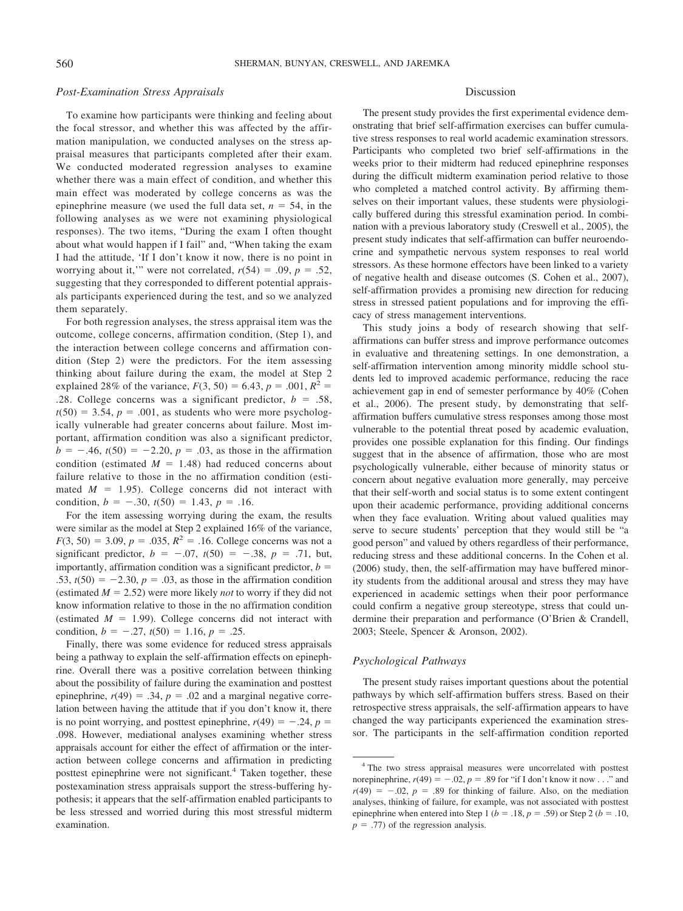### *Post-Examination Stress Appraisals*

To examine how participants were thinking and feeling about the focal stressor, and whether this was affected by the affirmation manipulation, we conducted analyses on the stress appraisal measures that participants completed after their exam. We conducted moderated regression analyses to examine whether there was a main effect of condition, and whether this main effect was moderated by college concerns as was the epinephrine measure (we used the full data set, $n = 54$, in the following analyses as we were not examining physiological responses). The two items, "During the exam I often thought about what would happen if I fail" and, "When taking the exam I had the attitude, 'If I don't know it now, there is no point in worrying about it,'" were not correlated, $r(54) = .09$, $p = .52$, suggesting that they corresponded to different potential appraisals participants experienced during the test, and so we analyzed them separately.

For both regression analyses, the stress appraisal item was the outcome, college concerns, affirmation condition, (Step 1), and the interaction between college concerns and affirmation condition (Step 2) were the predictors. For the item assessing thinking about failure during the exam, the model at Step 2 explained 28% of the variance, $F(3, 50) = 6.43$, $p = .001$, $R^2 = .28$. College concerns was a significant predictor, $b = .58$, $t(50) = 3.54$, $p = .001$, as students who were more psychologically vulnerable had greater concerns about failure. Most important, affirmation condition was also a significant predictor, $b = -.46$, $t(50) = -2.20$, $p = .03$, as those in the affirmation condition (estimated $M = 1.48$) had reduced concerns about failure relative to those in the no affirmation condition (estimated $M = 1.95$). College concerns did not interact with condition, $b = -.30$, $t(50) = 1.43$, $p = .16$.

For the item assessing worrying during the exam, the results were similar as the model at Step 2 explained 16% of the variance, $F(3, 50) = 3.09$, $p = .035$, $R^2 = .16$. College concerns was not a significant predictor, $b = -.07$, $t(50) = -.38$, $p = .71$, but, importantly, affirmation condition was a significant predictor, $b = .53$, $t(50) = -2.30$, $p = .03$, as those in the affirmation condition (estimated $M = 2.52$) were more likely *not* to worry if they did not know information relative to those in the no affirmation condition (estimated $M = 1.99$). College concerns did not interact with condition, $b = -.27$, $t(50) = 1.16$, $p = .25$.

Finally, there was some evidence for reduced stress appraisals being a pathway to explain the self-affirmation effects on epinephrine. Overall there was a positive correlation between thinking about the possibility of failure during the examination and posttest epinephrine, $r(49) = .34$, $p = .02$ and a marginal negative correlation between having the attitude that if you don't know it, there is no point worrying, and posttest epinephrine, $r(49) = -.24$, $p = .098$. However, mediational analyses examining whether stress appraisals account for either the effect of affirmation or the interaction between college concerns and affirmation in predicting posttest epinephrine were not significant.[4] Taken together, these postexamination stress appraisals support the stress-buffering hypothesis; it appears that the self-affirmation enabled participants to be less stressed and worried during this most stressful midterm examination.

## Discussion

The present study provides the first experimental evidence demonstrating that brief self-affirmation exercises can buffer cumulative stress responses to real world academic examination stressors. Participants who completed two brief self-affirmations in the weeks prior to their midterm had reduced epinephrine responses during the difficult midterm examination period relative to those who completed a matched control activity. By affirming themselves on their important values, these students were physiologically buffered during this stressful examination period. In combination with a previous laboratory study (Creswell et al., 2005), the present study indicates that self-affirmation can buffer neuroendocrine and sympathetic nervous system responses to real world stressors. As these hormone effectors have been linked to a variety of negative health and disease outcomes (S. Cohen et al., 2007), self-affirmation provides a promising new direction for reducing stress in stressed patient populations and for improving the efficacy of stress management interventions.

This study joins a body of research showing that self-affirmations can buffer stress and improve performance outcomes in evaluative and threatening settings. In one demonstration, a self-affirmation intervention among minority middle school students led to improved academic performance, reducing the race achievement gap in end of semester performance by 40% (Cohen et al., 2006). The present study, by demonstrating that self-affirmation buffers cumulative stress responses among those most vulnerable to the potential threat posed by academic evaluation, provides one possible explanation for this finding. Our findings suggest that in the absence of affirmation, those who are most psychologically vulnerable, either because of minority status or concern about negative evaluation more generally, may perceive that their self-worth and social status is to some extent contingent upon their academic performance, providing additional concerns when they face evaluation. Writing about valued qualities may serve to secure students' perception that they would still be "a good person" and valued by others regardless of their performance, reducing stress and these additional concerns. In the Cohen et al. (2006) study, then, the self-affirmation may have buffered minority students from the additional arousal and stress they may have experienced in academic settings when their poor performance could confirm a negative group stereotype, stress that could undermine their preparation and performance (O'Brien & Crandell, 2003; Steele, Spencer & Aronson, 2002).

### *Psychological Pathways*

The present study raises important questions about the potential pathways by which self-affirmation buffers stress. Based on their retrospective stress appraisals, the self-affirmation appears to have changed the way participants experienced the examination stressor. The participants in the self-affirmation condition reported

[4] The two stress appraisal measures were uncorrelated with posttest norepinephrine, $r(49) = -.02$, $p = .89$ for "if I don't know it now . . ." and $r(49) = -.02$, $p = .89$ for thinking of failure. Also, on the mediation analyses, thinking of failure, for example, was not associated with posttest epinephrine when entered into Step 1 ($b = .18$, $p = .59$) or Step 2 ($b = .10$, $p = .77$) of the regression analysis.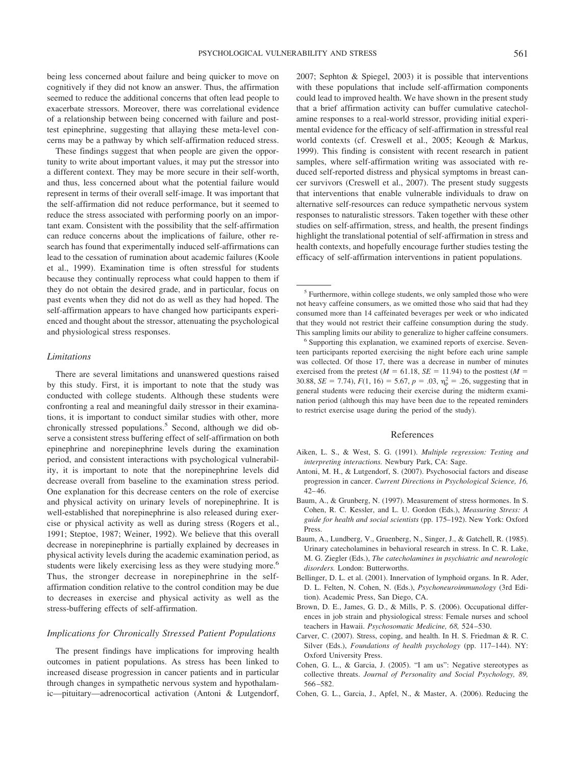being less concerned about failure and being quicker to move on cognitively if they did not know an answer. Thus, the affirmation seemed to reduce the additional concerns that often lead people to exacerbate stressors. Moreover, there was correlational evidence of a relationship between being concerned with failure and posttest epinephrine, suggesting that allaying these meta-level concerns may be a pathway by which self-affirmation reduced stress.

These findings suggest that when people are given the opportunity to write about important values, it may put the stressor into a different context. They may be more secure in their self-worth, and thus, less concerned about what the potential failure would represent in terms of their overall self-image. It was important that the self-affirmation did not reduce performance, but it seemed to reduce the stress associated with performing poorly on an important exam. Consistent with the possibility that the self-affirmation can reduce concerns about the implications of failure, other research has found that experimentally induced self-affirmations can lead to the cessation of rumination about academic failures (Koole et al., 1999). Examination time is often stressful for students because they continually reprocess what could happen to them if they do not obtain the desired grade, and in particular, focus on past events when they did not do as well as they had hoped. The self-affirmation appears to have changed how participants experienced and thought about the stressor, attenuating the psychological and physiological stress responses.

### *Limitations*

There are several limitations and unanswered questions raised by this study. First, it is important to note that the study was conducted with college students. Although these students were confronting a real and meaningful daily stressor in their examinations, it is important to conduct similar studies with other, more chronically stressed populations.[5] Second, although we did observe a consistent stress buffering effect of self-affirmation on both epinephrine and norepinephrine levels during the examination period, and consistent interactions with psychological vulnerability, it is important to note that the norepinephrine levels did decrease overall from baseline to the examination stress period. One explanation for this decrease centers on the role of exercise and physical activity on urinary levels of norepinephrine. It is well-established that norepinephrine is also released during exercise or physical activity as well as during stress (Rogers et al., 1991; Steptoe, 1987; Weiner, 1992). We believe that this overall decrease in norepinephrine is partially explained by decreases in physical activity levels during the academic examination period, as students were likely exercising less as they were studying more.[6] Thus, the stronger decrease in norepinephrine in the self-affirmation condition relative to the control condition may be due to decreases in exercise and physical activity as well as the stress-buffering effects of self-affirmation.

### *Implications for Chronically Stressed Patient Populations*

The present findings have implications for improving health outcomes in patient populations. As stress has been linked to increased disease progression in cancer patients and in particular through changes in sympathetic nervous system and hypothalamic—pituitary—adrenocortical activation (Antoni & Lutgendorf, 2007; Sephton & Spiegel, 2003) it is possible that interventions with these populations that include self-affirmation components could lead to improved health. We have shown in the present study that a brief affirmation activity can buffer cumulative catecholamine responses to a real-world stressor, providing initial experimental evidence for the efficacy of self-affirmation in stressful real world contexts (cf. Creswell et al., 2005; Keough & Markus, 1999). This finding is consistent with recent research in patient samples, where self-affirmation writing was associated with reduced self-reported distress and physical symptoms in breast cancer survivors (Creswell et al., 2007). The present study suggests that interventions that enable vulnerable individuals to draw on alternative self-resources can reduce sympathetic nervous system responses to naturalistic stressors. Taken together with these other studies on self-affirmation, stress, and health, the present findings highlight the translational potential of self-affirmation in stress and health contexts, and hopefully encourage further studies testing the efficacy of self-affirmation interventions in patient populations.

---

[5] Furthermore, within college students, we only sampled those who were not heavy caffeine consumers, as we omitted those who said that had they consumed more than 14 caffeinated beverages per week or who indicated that they would not restrict their caffeine consumption during the study. This sampling limits our ability to generalize to higher caffeine consumers.

[6] Supporting this explanation, we examined reports of exercise. Seventeen participants reported exercising the night before each urine sample was collected. Of those 17, there was a decrease in number of minutes exercised from the pretest ($M = 61.18$, $SE = 11.94$) to the posttest ($M = 30.88$, $SE = 7.74$), $F(1, 16) = 5.67$, $p = .03$, $\eta_p^2 = .26$, suggesting that in general students were reducing their exercise during the midterm examination period (although this may have been due to the repeated reminders to restrict exercise usage during the period of the study).

## References

Aiken, L. S., & West, S. G. (1991). *Multiple regression: Testing and interpreting interactions.* Newbury Park, CA: Sage.

Antoni, M. H., & Lutgendorf, S. (2007). Psychosocial factors and disease progression in cancer. *Current Directions in Psychological Science, 16,* 42–46.

Baum, A., & Grunberg, N. (1997). Measurement of stress hormones. In S. Cohen, R. C. Kessler, and L. U. Gordon (Eds.), *Measuring Stress: A guide for health and social scientists* (pp. 175–192). New York: Oxford Press.

Baum, A., Lundberg, V., Gruenberg, N., Singer, J., & Gatchell, R. (1985). Urinary catecholamines in behavioral research in stress. In C. R. Lake, M. G. Ziegler (Eds.), *The catecholamines in psychiatric and neurologic disorders.* London: Butterworths.

Bellinger, D. L. et al. (2001). Innervation of lymphoid organs. In R. Ader, D. L. Felten, N. Cohen, N. (Eds.), *Psychoneuroimmunology* (3rd Edition). Academic Press, San Diego, CA.

Brown, D. E., James, G. D., & Mills, P. S. (2006). Occupational differences in job strain and physiological stress: Female nurses and school teachers in Hawaii. *Psychosomatic Medicine, 68,* 524–530.

Carver, C. (2007). Stress, coping, and health. In H. S. Friedman & R. C. Silver (Eds.), *Foundations of health psychology* (pp. 117–144). NY: Oxford University Press.

Cohen, G. L., & Garcia, J. (2005). "I am us": Negative stereotypes as collective threats. *Journal of Personality and Social Psychology, 89,* 566–582.

Cohen, G. L., Garcia, J., Apfel, N., & Master, A. (2006). Reducing the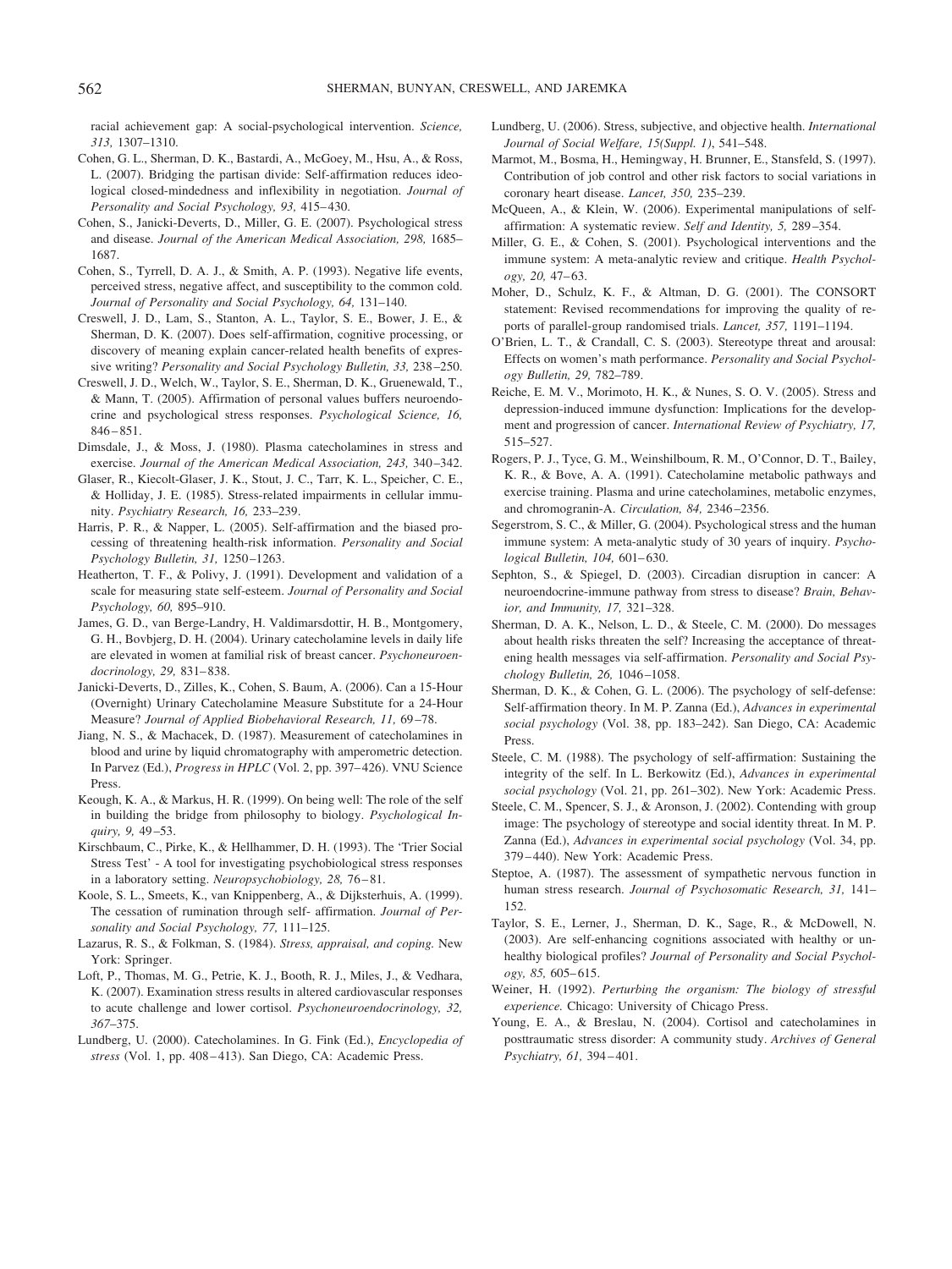racial achievement gap: A social-psychological intervention. *Science, 313,* 1307–1310.

Cohen, G. L., Sherman, D. K., Bastardi, A., McGoey, M., Hsu, A., & Ross, L. (2007). Bridging the partisan divide: Self-affirmation reduces ideological closed-mindedness and inflexibility in negotiation. *Journal of Personality and Social Psychology, 93,* 415–430.

Cohen, S., Janicki-Deverts, D., Miller, G. E. (2007). Psychological stress and disease. *Journal of the American Medical Association, 298,* 1685–1687.

Cohen, S., Tyrrell, D. A. J., & Smith, A. P. (1993). Negative life events, perceived stress, negative affect, and susceptibility to the common cold. *Journal of Personality and Social Psychology, 64,* 131–140.

Creswell, J. D., Lam, S., Stanton, A. L., Taylor, S. E., Bower, J. E., & Sherman, D. K. (2007). Does self-affirmation, cognitive processing, or discovery of meaning explain cancer-related health benefits of expressive writing? *Personality and Social Psychology Bulletin, 33,* 238–250.

Creswell, J. D., Welch, W., Taylor, S. E., Sherman, D. K., Gruenewald, T., & Mann, T. (2005). Affirmation of personal values buffers neuroendocrine and psychological stress responses. *Psychological Science, 16,* 846–851.

Dimsdale, J., & Moss, J. (1980). Plasma catecholamines in stress and exercise. *Journal of the American Medical Association, 243,* 340–342.

Glaser, R., Kiecolt-Glaser, J. K., Stout, J. C., Tarr, K. L., Speicher, C. E., & Holliday, J. E. (1985). Stress-related impairments in cellular immunity. *Psychiatry Research, 16,* 233–239.

Harris, P. R., & Napper, L. (2005). Self-affirmation and the biased processing of threatening health-risk information. *Personality and Social Psychology Bulletin, 31,* 1250–1263.

Heatherton, T. F., & Polivy, J. (1991). Development and validation of a scale for measuring state self-esteem. *Journal of Personality and Social Psychology, 60,* 895–910.

James, G. D., van Berge-Landry, H. Valdimarsdottir, H. B., Montgomery, G. H., Bovbjerg, D. H. (2004). Urinary catecholamine levels in daily life are elevated in women at familial risk of breast cancer. *Psychoneuroendocrinology, 29,* 831–838.

Janicki-Deverts, D., Zilles, K., Cohen, S. Baum, A. (2006). Can a 15-Hour (Overnight) Urinary Catecholamine Measure Substitute for a 24-Hour Measure? *Journal of Applied Biobehavioral Research, 11,* 69–78.

Jiang, N. S., & Machacek, D. (1987). Measurement of catecholamines in blood and urine by liquid chromatography with amperometric detection. In Parvez (Ed.), *Progress in HPLC* (Vol. 2, pp. 397–426). VNU Science Press.

Keough, K. A., & Markus, H. R. (1999). On being well: The role of the self in building the bridge from philosophy to biology. *Psychological Inquiry, 9,* 49–53.

Kirschbaum, C., Pirke, K., & Hellhammer, D. H. (1993). The 'Trier Social Stress Test' - A tool for investigating psychobiological stress responses in a laboratory setting. *Neuropsychobiology, 28,* 76–81.

Koole, S. L., Smeets, K., van Knippenberg, A., & Dijksterhuis, A. (1999). The cessation of rumination through self- affirmation. *Journal of Personality and Social Psychology, 77,* 111–125.

Lazarus, R. S., & Folkman, S. (1984). *Stress, appraisal, and coping.* New York: Springer.

Loft, P., Thomas, M. G., Petrie, K. J., Booth, R. J., Miles, J., & Vedhara, K. (2007). Examination stress results in altered cardiovascular responses to acute challenge and lower cortisol. *Psychoneuroendocrinology, 32, 367*–375.

Lundberg, U. (2000). Catecholamines. In G. Fink (Ed.), *Encyclopedia of stress* (Vol. 1, pp. 408–413). San Diego, CA: Academic Press.

Lundberg, U. (2006). Stress, subjective, and objective health. *International Journal of Social Welfare, 15(Suppl. 1)*, 541–548.

Marmot, M., Bosma, H., Hemingway, H. Brunner, E., Stansfeld, S. (1997). Contribution of job control and other risk factors to social variations in coronary heart disease. *Lancet, 350,* 235–239.

McQueen, A., & Klein, W. (2006). Experimental manipulations of self-affirmation: A systematic review. *Self and Identity, 5,* 289–354.

Miller, G. E., & Cohen, S. (2001). Psychological interventions and the immune system: A meta-analytic review and critique. *Health Psychology, 20,* 47–63.

Moher, D., Schulz, K. F., & Altman, D. G. (2001). The CONSORT statement: Revised recommendations for improving the quality of reports of parallel-group randomised trials. *Lancet, 357,* 1191–1194.

O'Brien, L. T., & Crandall, C. S. (2003). Stereotype threat and arousal: Effects on women's math performance. *Personality and Social Psychology Bulletin, 29,* 782–789.

Reiche, E. M. V., Morimoto, H. K., & Nunes, S. O. V. (2005). Stress and depression-induced immune dysfunction: Implications for the development and progression of cancer. *International Review of Psychiatry, 17,* 515–527.

Rogers, P. J., Tyce, G. M., Weinshilboum, R. M., O'Connor, D. T., Bailey, K. R., & Bove, A. A. (1991). Catecholamine metabolic pathways and exercise training. Plasma and urine catecholamines, metabolic enzymes, and chromogranin-A. *Circulation, 84,* 2346–2356.

Segerstrom, S. C., & Miller, G. (2004). Psychological stress and the human immune system: A meta-analytic study of 30 years of inquiry. *Psychological Bulletin, 104,* 601–630.

Sephton, S., & Spiegel, D. (2003). Circadian disruption in cancer: A neuroendocrine-immune pathway from stress to disease? *Brain, Behavior, and Immunity, 17,* 321–328.

Sherman, D. A. K., Nelson, L. D., & Steele, C. M. (2000). Do messages about health risks threaten the self? Increasing the acceptance of threatening health messages via self-affirmation. *Personality and Social Psychology Bulletin, 26,* 1046–1058.

Sherman, D. K., & Cohen, G. L. (2006). The psychology of self-defense: Self-affirmation theory. In M. P. Zanna (Ed.), *Advances in experimental social psychology* (Vol. 38, pp. 183–242). San Diego, CA: Academic Press.

Steele, C. M. (1988). The psychology of self-affirmation: Sustaining the integrity of the self. In L. Berkowitz (Ed.), *Advances in experimental social psychology* (Vol. 21, pp. 261–302). New York: Academic Press.

Steele, C. M., Spencer, S. J., & Aronson, J. (2002). Contending with group image: The psychology of stereotype and social identity threat. In M. P. Zanna (Ed.), *Advances in experimental social psychology* (Vol. 34, pp. 379–440). New York: Academic Press.

Steptoe, A. (1987). The assessment of sympathetic nervous function in human stress research. *Journal of Psychosomatic Research, 31,* 141–152.

Taylor, S. E., Lerner, J., Sherman, D. K., Sage, R., & McDowell, N. (2003). Are self-enhancing cognitions associated with healthy or unhealthy biological profiles? *Journal of Personality and Social Psychology, 85,* 605–615.

Weiner, H. (1992). *Perturbing the organism: The biology of stressful experience.* Chicago: University of Chicago Press.

Young, E. A., & Breslau, N. (2004). Cortisol and catecholamines in posttraumatic stress disorder: A community study. *Archives of General Psychiatry, 61,* 394–401.